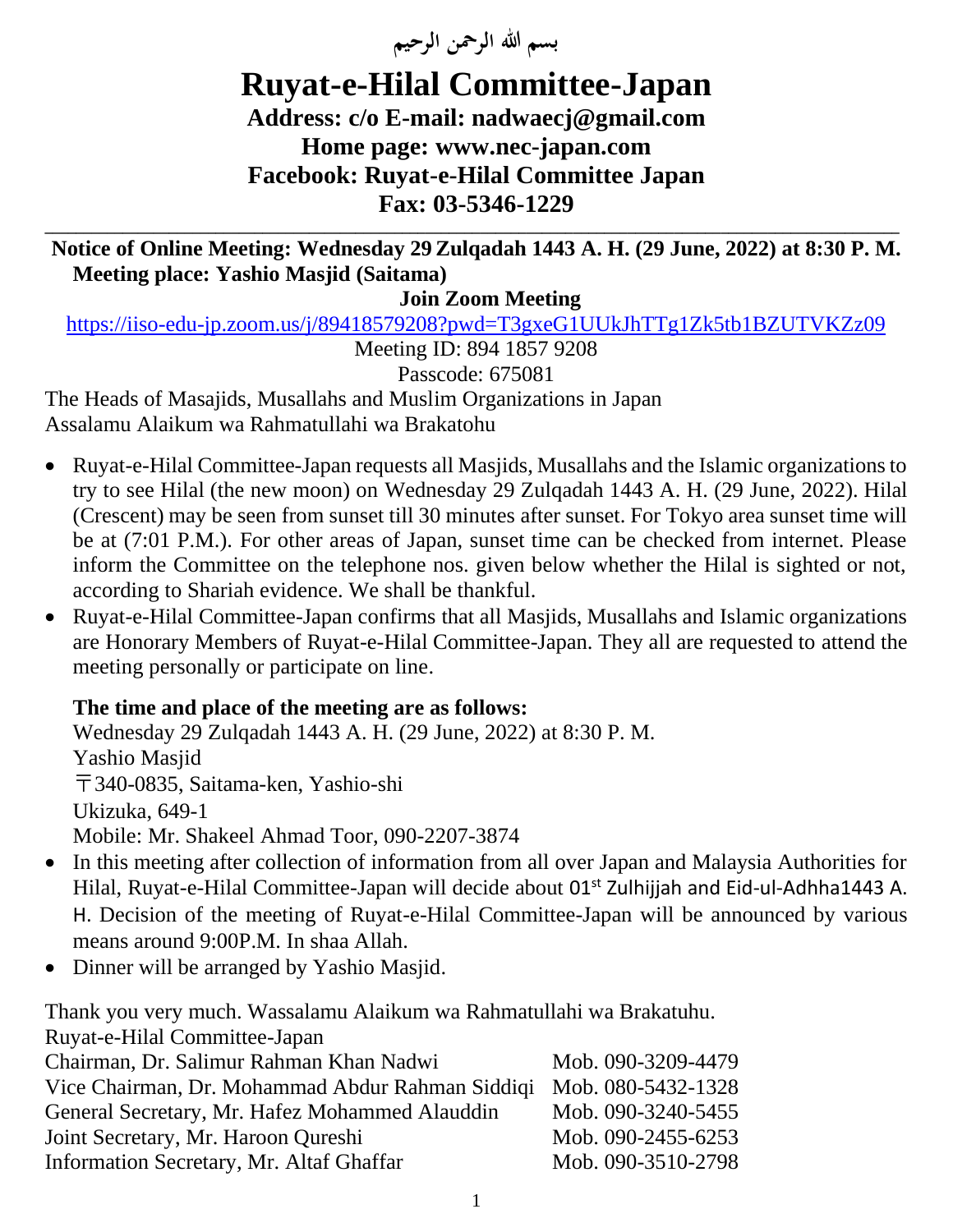بسم الله الرحمن الرحيم

# Ruyat-e-Hilal Committee-Japan

**Address: c/o E-mail: nadwaecj@gmail.com**
**Home page: www.nec-japan.com**
**Facebook: Ruyat-e-Hilal Committee Japan**
**Fax: 03-5346-1229**

---

**Notice of Online Meeting: Wednesday 29 Zulqadah 1443 A. H. (29 June, 2022) at 8:30 P. M.**
**Meeting place: Yashio Masjid (Saitama)**

**Join Zoom Meeting**

https://iiso-edu-jp.zoom.us/j/89418579208?pwd=T3gxeG1UUkJhTTg1Zk5tb1BZUTVKZz09

Meeting ID: 894 1857 9208

Passcode: 675081

The Heads of Masajids, Musallahs and Muslim Organizations in Japan
Assalamu Alaikum wa Rahmatullahi wa Brakatohu

- Ruyat-e-Hilal Committee-Japan requests all Masjids, Musallahs and the Islamic organizations to try to see Hilal (the new moon) on Wednesday 29 Zulqadah 1443 A. H. (29 June, 2022). Hilal (Crescent) may be seen from sunset till 30 minutes after sunset. For Tokyo area sunset time will be at (7:01 P.M.). For other areas of Japan, sunset time can be checked from internet. Please inform the Committee on the telephone nos. given below whether the Hilal is sighted or not, according to Shariah evidence. We shall be thankful.
- Ruyat-e-Hilal Committee-Japan confirms that all Masjids, Musallahs and Islamic organizations are Honorary Members of Ruyat-e-Hilal Committee-Japan. They all are requested to attend the meeting personally or participate on line.

  **The time and place of the meeting are as follows:**
  Wednesday 29 Zulqadah 1443 A. H. (29 June, 2022) at 8:30 P. M.
  Yashio Masjid
  〒340-0835, Saitama-ken, Yashio-shi
  Ukizuka, 649-1
  Mobile: Mr. Shakeel Ahmad Toor, 090-2207-3874
- In this meeting after collection of information from all over Japan and Malaysia Authorities for Hilal, Ruyat-e-Hilal Committee-Japan will decide about 01st Zulhijjah and Eid-ul-Adhha1443 A. H. Decision of the meeting of Ruyat-e-Hilal Committee-Japan will be announced by various means around 9:00P.M. In shaa Allah.
- Dinner will be arranged by Yashio Masjid.

Thank you very much. Wassalamu Alaikum wa Rahmatullahi wa Brakatuhu.
Ruyat-e-Hilal Committee-Japan

| | |
|---|---|
| Chairman, Dr. Salimur Rahman Khan Nadwi | Mob. 090-3209-4479 |
| Vice Chairman, Dr. Mohammad Abdur Rahman Siddiqi | Mob. 080-5432-1328 |
| General Secretary, Mr. Hafez Mohammed Alauddin | Mob. 090-3240-5455 |
| Joint Secretary, Mr. Haroon Qureshi | Mob. 090-2455-6253 |
| Information Secretary, Mr. Altaf Ghaffar | Mob. 090-3510-2798 |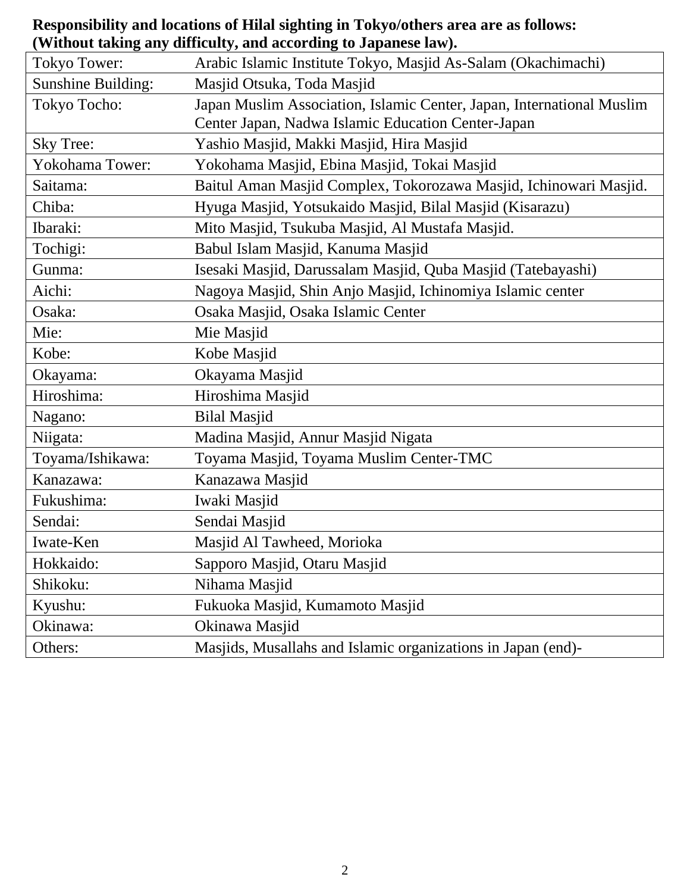**Responsibility and locations of Hilal sighting in Tokyo/others area are as follows: (Without taking any difficulty, and according to Japanese law).**

| | |
|---|---|
| Tokyo Tower: | Arabic Islamic Institute Tokyo, Masjid As-Salam (Okachimachi) |
| Sunshine Building: | Masjid Otsuka, Toda Masjid |
| Tokyo Tocho: | Japan Muslim Association, Islamic Center, Japan, International Muslim Center Japan, Nadwa Islamic Education Center-Japan |
| Sky Tree: | Yashio Masjid, Makki Masjid, Hira Masjid |
| Yokohama Tower: | Yokohama Masjid, Ebina Masjid, Tokai Masjid |
| Saitama: | Baitul Aman Masjid Complex, Tokorozawa Masjid, Ichinowari Masjid. |
| Chiba: | Hyuga Masjid, Yotsukaido Masjid, Bilal Masjid (Kisarazu) |
| Ibaraki: | Mito Masjid, Tsukuba Masjid, Al Mustafa Masjid. |
| Tochigi: | Babul Islam Masjid, Kanuma Masjid |
| Gunma: | Isesaki Masjid, Darussalam Masjid, Quba Masjid (Tatebayashi) |
| Aichi: | Nagoya Masjid, Shin Anjo Masjid, Ichinomiya Islamic center |
| Osaka: | Osaka Masjid, Osaka Islamic Center |
| Mie: | Mie Masjid |
| Kobe: | Kobe Masjid |
| Okayama: | Okayama Masjid |
| Hiroshima: | Hiroshima Masjid |
| Nagano: | Bilal Masjid |
| Niigata: | Madina Masjid, Annur Masjid Nigata |
| Toyama/Ishikawa: | Toyama Masjid, Toyama Muslim Center-TMC |
| Kanazawa: | Kanazawa Masjid |
| Fukushima: | Iwaki Masjid |
| Sendai: | Sendai Masjid |
| Iwate-Ken | Masjid Al Tawheed, Morioka |
| Hokkaido: | Sapporo Masjid, Otaru Masjid |
| Shikoku: | Nihama Masjid |
| Kyushu: | Fukuoka Masjid, Kumamoto Masjid |
| Okinawa: | Okinawa Masjid |
| Others: | Masjids, Musallahs and Islamic organizations in Japan (end)- |